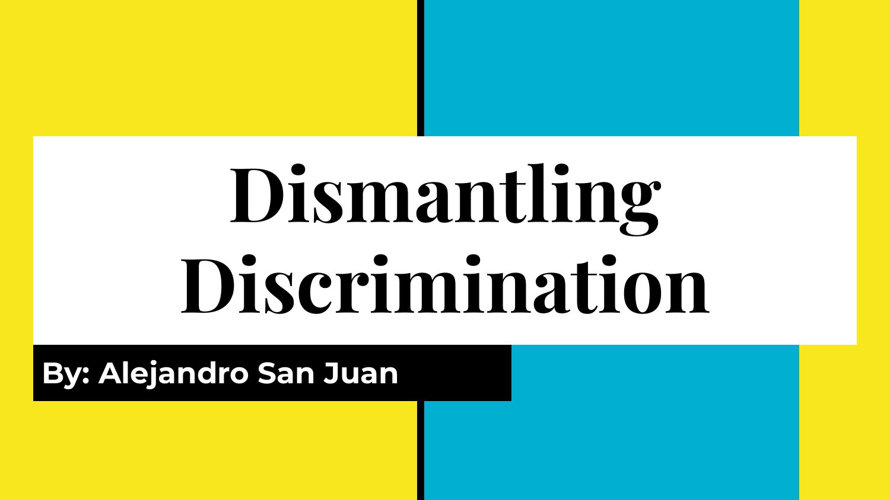# Dismantling Discrimination

**By: Alejandro San Juan**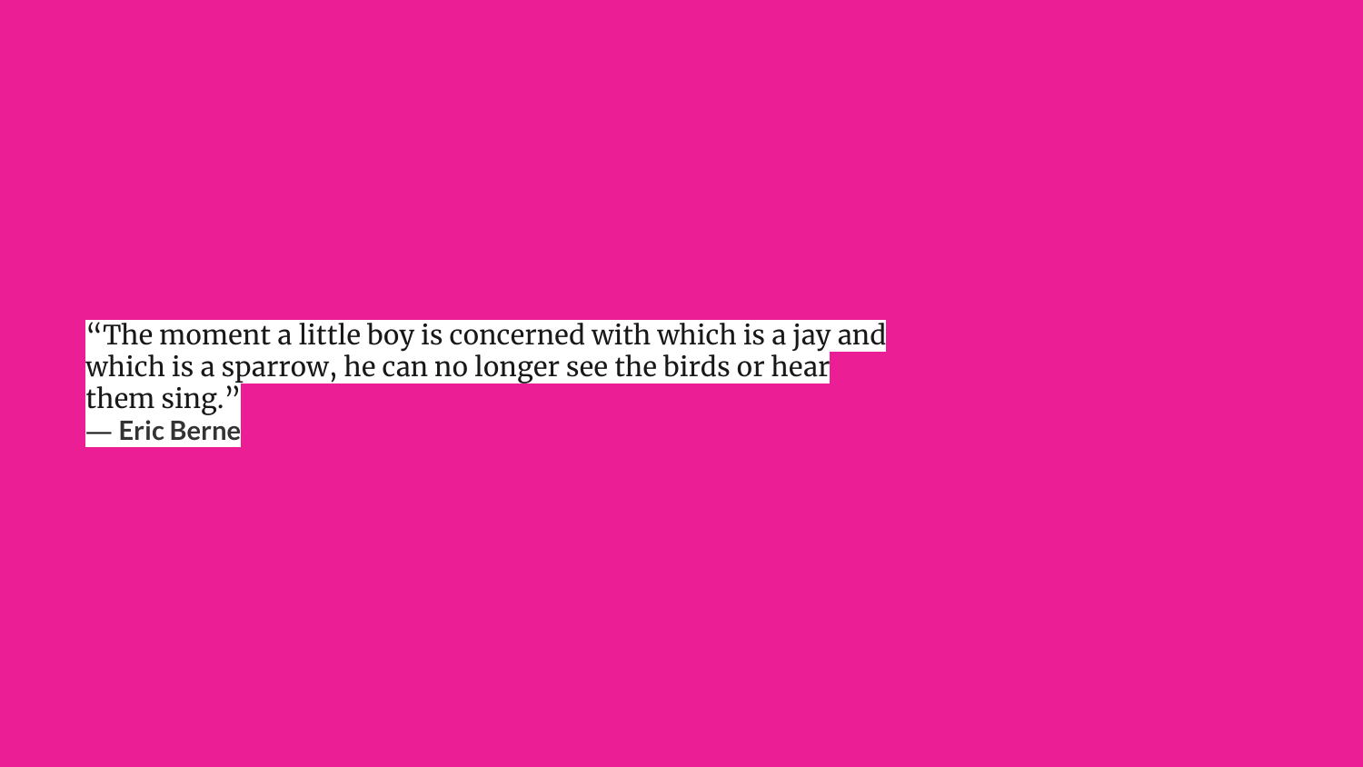"The moment a little boy is concerned with which is a jay and which is a sparrow, he can no longer see the birds or hear them sing."

**— Eric Berne**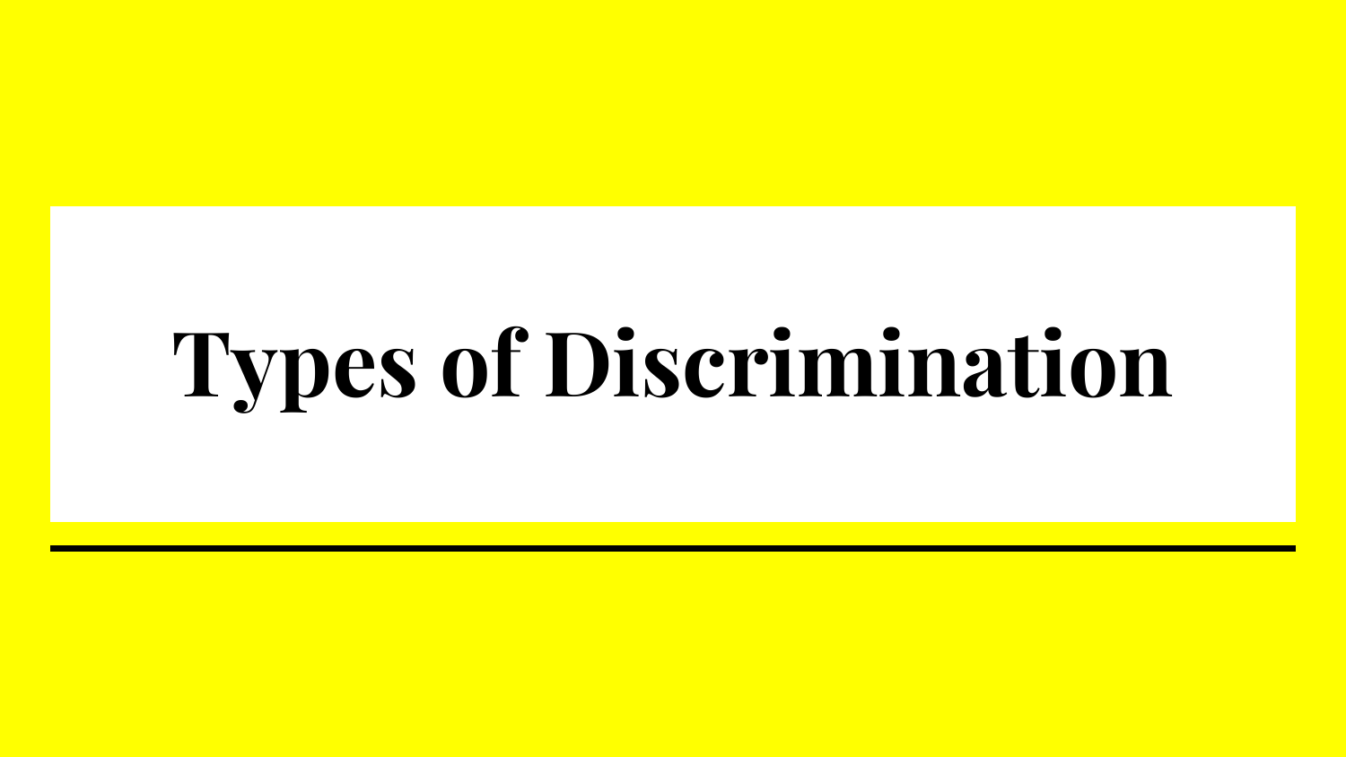# Types of Discrimination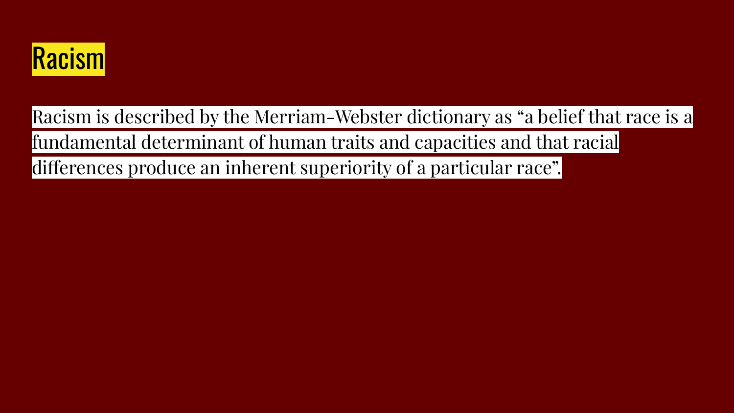# Racism

Racism is described by the Merriam-Webster dictionary as “a belief that race is a fundamental determinant of human traits and capacities and that racial differences produce an inherent superiority of a particular race”.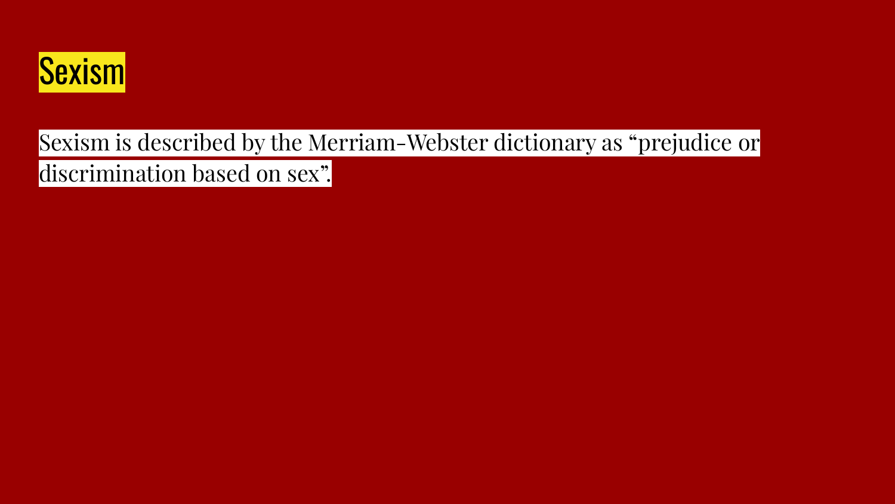# Sexism

Sexism is described by the Merriam-Webster dictionary as “prejudice or discrimination based on sex”.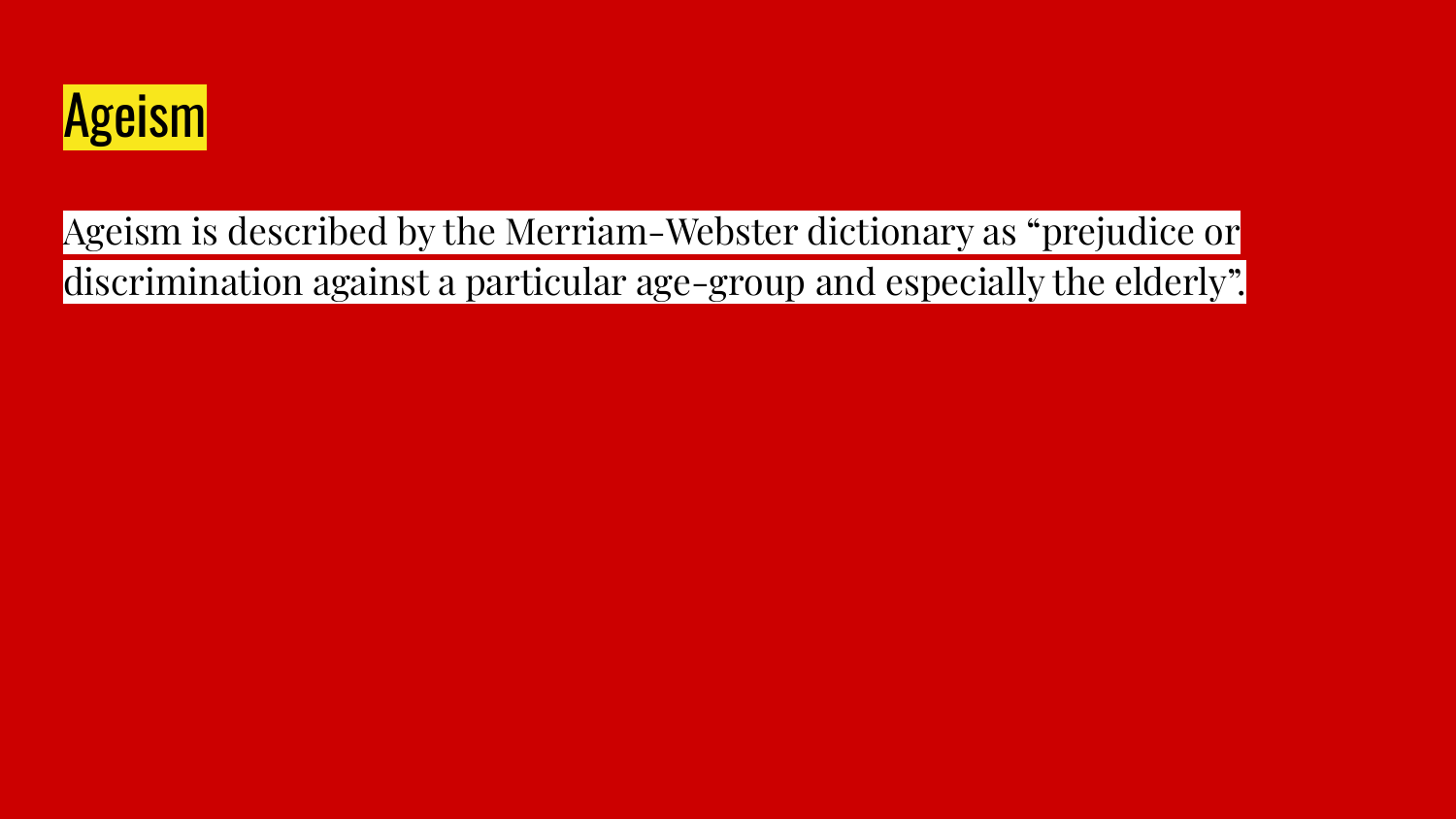# Ageism

Ageism is described by the Merriam-Webster dictionary as “prejudice or discrimination against a particular age-group and especially the elderly”.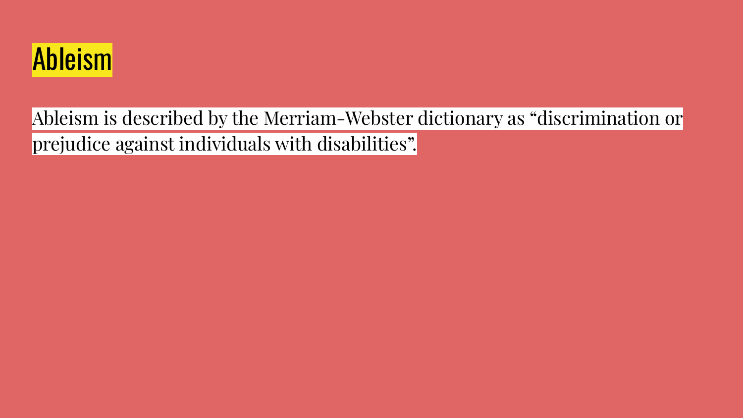# Ableism

Ableism is described by the Merriam-Webster dictionary as “discrimination or prejudice against individuals with disabilities”.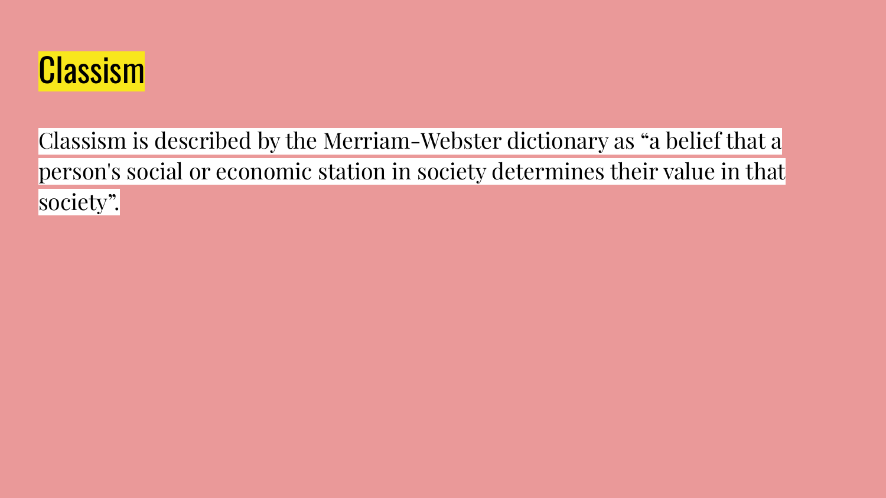# Classism

Classism is described by the Merriam-Webster dictionary as “a belief that a person's social or economic station in society determines their value in that society”.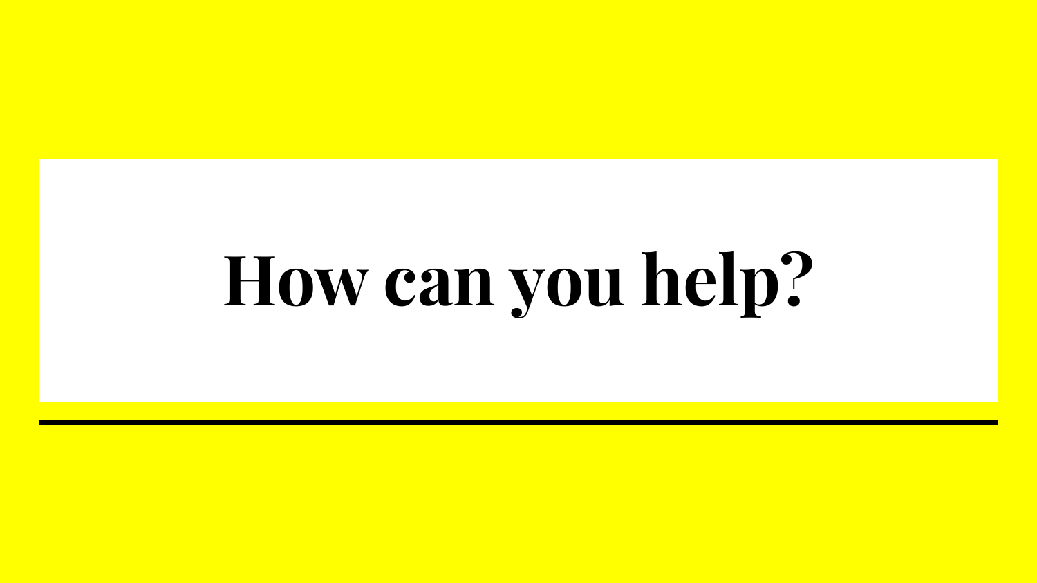# How can you help?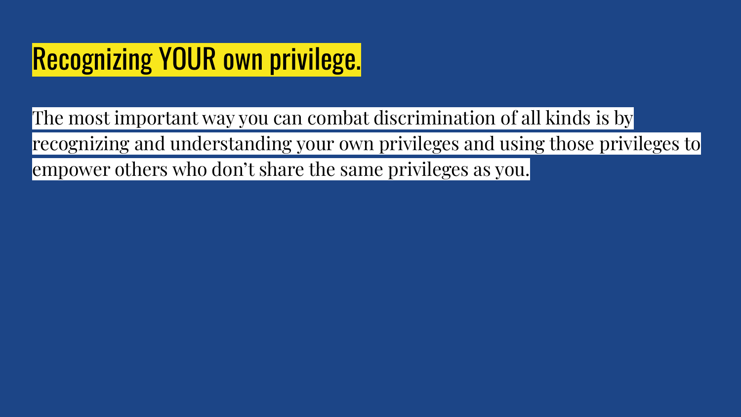# Recognizing YOUR own privilege.

The most important way you can combat discrimination of all kinds is by recognizing and understanding your own privileges and using those privileges to empower others who don't share the same privileges as you.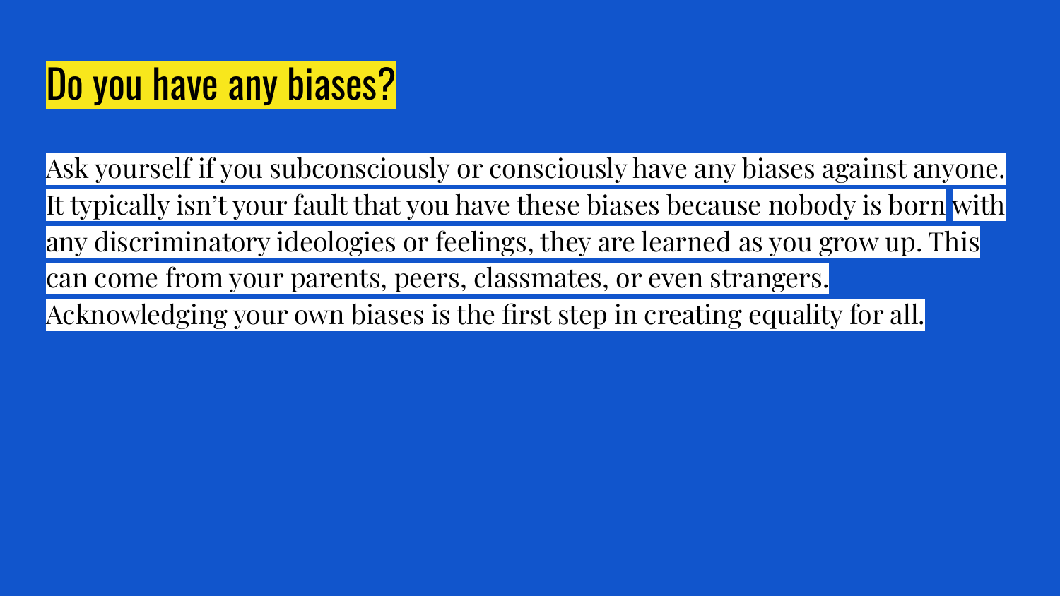# Do you have any biases?

Ask yourself if you subconsciously or consciously have any biases against anyone. It typically isn’t your fault that you have these biases because nobody is born with any discriminatory ideologies or feelings, they are learned as you grow up. This can come from your parents, peers, classmates, or even strangers. Acknowledging your own biases is the first step in creating equality for all.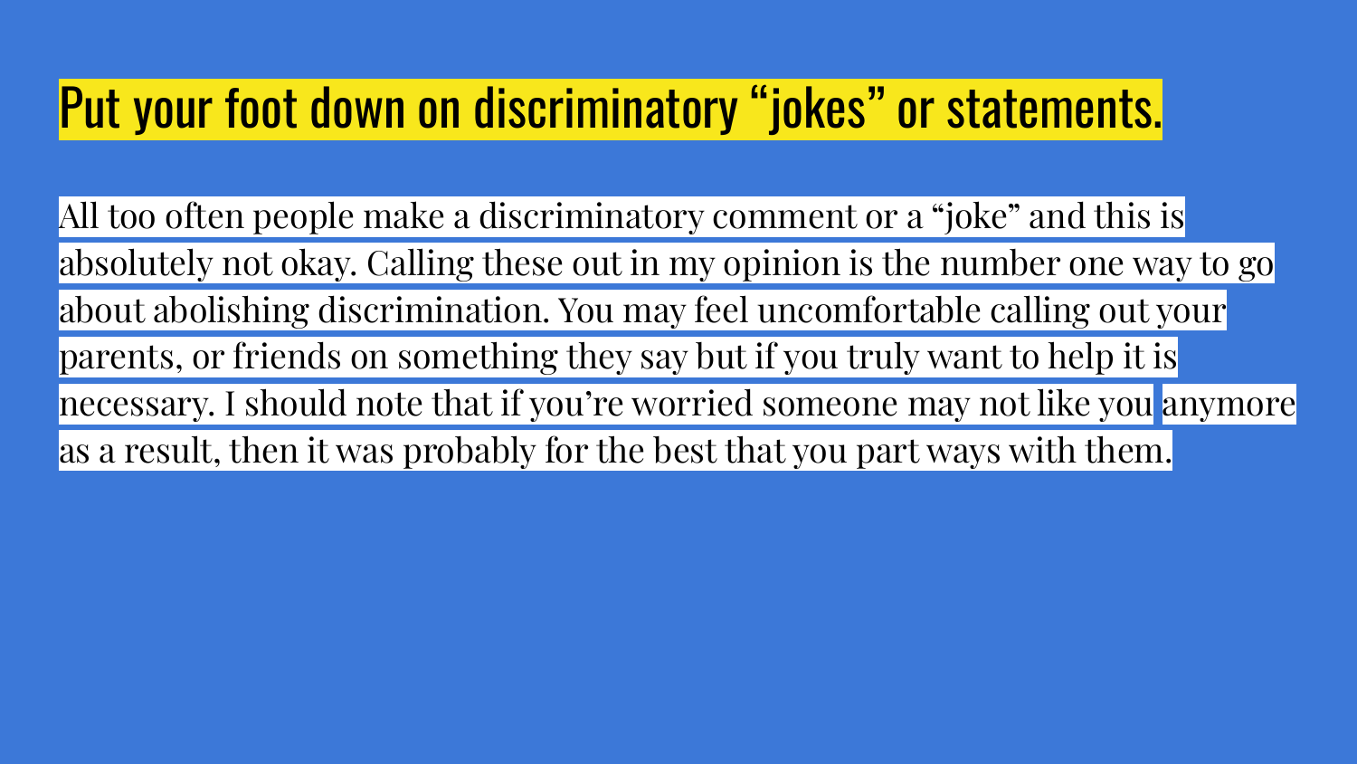# Put your foot down on discriminatory “jokes” or statements.

All too often people make a discriminatory comment or a “joke” and this is absolutely not okay. Calling these out in my opinion is the number one way to go about abolishing discrimination. You may feel uncomfortable calling out your parents, or friends on something they say but if you truly want to help it is necessary. I should note that if you’re worried someone may not like you anymore as a result, then it was probably for the best that you part ways with them.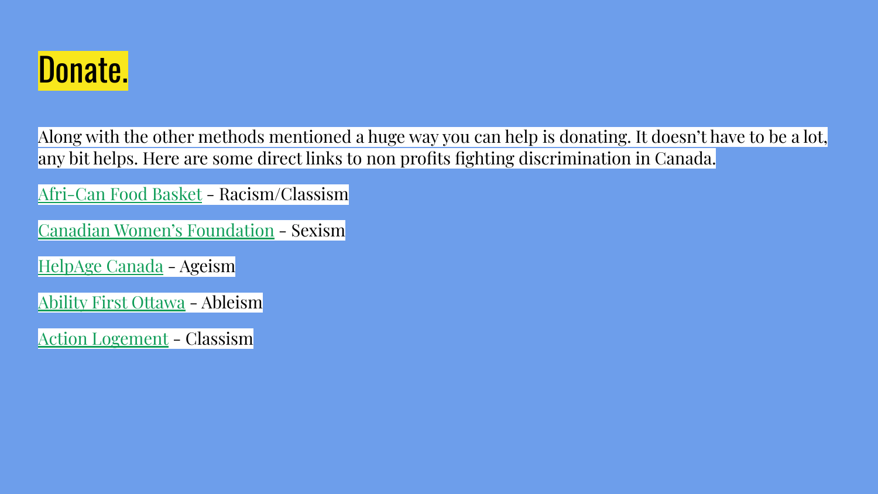# Donate.

Along with the other methods mentioned a huge way you can help is donating. It doesn't have to be a lot, any bit helps. Here are some direct links to non profits fighting discrimination in Canada.

Afri-Can Food Basket - Racism/Classism

Canadian Women's Foundation - Sexism

HelpAge Canada - Ageism

Ability First Ottawa - Ableism

Action Logement - Classism